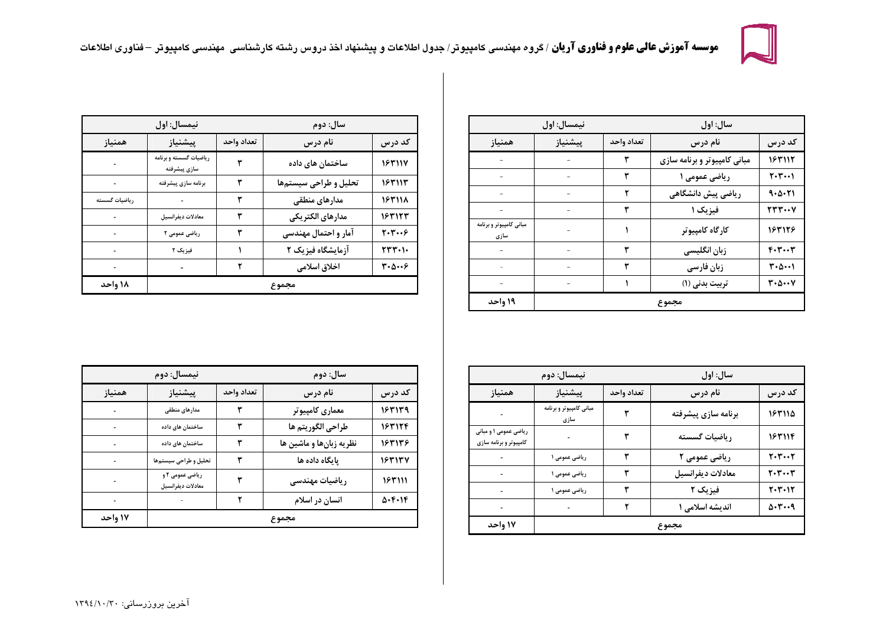# موسسه آموزش عالی علوم و فناوری آریان / گروه مهندسی کامپیوتر/ جدول اطلاعات و پیشنهاد اخذ دروس رشته کارشناسی مهندسی کامپیوتر – فناوری اطلاعات

| سال: اول | | | نیمسال: اول | |
|---|---|---|---|---|
| کد درس | نام درس | تعداد واحد | پیشنیاز | همنیاز |
| ۱۶۳۱۱۲ | مبانی کامپیوتر و برنامه سازی | ۳ | - | - |
| ۲۰۳۰۰۱ | ریاضی عمومی ۱ | ۳ | - | - |
| ۹۰۵۰۲۱ | ریاضی پیش دانشگاهی | ۲ | - | - |
| ۲۳۳۰۰۷ | فیزیک ۱ | ۳ | - | - |
| ۱۶۳۱۲۶ | کارگاه کامپیوتر | ۱ | - | مبانی کامپیوتر و برنامه سازی |
| ۴۰۳۰۰۳ | زبان انگلیسی | ۳ | - | - |
| ۳۰۵۰۰۱ | زبان فارسی | ۳ | - | - |
| ۳۰۵۰۰۷ | تربیت بدنی (۱) | ۱ | - | - |
| مجموع | | | | ۱۹ واحد |

| سال: اول | | | نیمسال: دوم | |
|---|---|---|---|---|
| کد درس | نام درس | تعداد واحد | پیشنیاز | همنیاز |
| ۱۶۳۱۱۵ | برنامه سازی پیشرفته | ۳ | مبانی کامپیوتر و برنامه سازی | - |
| ۱۶۳۱۱۴ | ریاضیات گسسته | ۳ | - | ریاضی عمومی ۱ و مبانی کامپیوتر و برنامه سازی |
| ۲۰۳۰۰۲ | ریاضی عمومی ۲ | ۳ | ریاضی عمومی ۱ | - |
| ۲۰۳۰۰۳ | معادلات دیفرانسیل | ۳ | ریاضی عمومی ۱ | - |
| ۲۰۳۰۱۲ | فیزیک ۲ | ۳ | ریاضی عمومی ۱ | - |
| ۵۰۳۰۰۹ | اندیشه اسلامی ۱ | ۲ | - | - |
| مجموع | | | | ۱۷ واحد |

| سال: دوم | | | نیمسال: اول | |
|---|---|---|---|---|
| کد درس | نام درس | تعداد واحد | پیشنیاز | همنیاز |
| ۱۶۳۱۱۷ | ساختمان های داده | ۳ | ریاضیات گسسته و برنامه سازی پیشرفته | - |
| ۱۶۳۱۱۳ | تحلیل و طراحی سیستم‌ها | ۳ | برنامه سازی پیشرفته | - |
| ۱۶۳۱۱۸ | مدارهای منطقی | ۳ | - | ریاضیات گسسته |
| ۱۶۳۱۲۳ | مدارهای الکتریکی | ۳ | معادلات دیفرانسیل | - |
| ۲۰۳۰۰۶ | آمار و احتمال مهندسی | ۳ | ریاضی عمومی ۲ | - |
| ۲۳۳۰۱۰ | آزمایشگاه فیزیک ۲ | ۱ | فیزیک ۲ | - |
| ۳۰۵۰۰۶ | اخلاق اسلامی | ۲ | - | - |
| مجموع | | | | ۱۸ واحد |

| سال: دوم | | | نیمسال: دوم | |
|---|---|---|---|---|
| کد درس | نام درس | تعداد واحد | پیشنیاز | همنیاز |
| ۱۶۳۱۳۹ | معماری کامپیوتر | ۳ | مدارهای منطقی | - |
| ۱۶۳۱۲۴ | طراحی الگوریتم ها | ۳ | ساختمان های داده | - |
| ۱۶۳۱۳۶ | نظریه زبان‌ها و ماشین ها | ۳ | ساختمان های داده | - |
| ۱۶۳۱۳۷ | پایگاه داده ها | ۳ | تحلیل و طراحی سیستم‌ها | - |
| ۱۶۳۱۱۱ | ریاضیات مهندسی | ۳ | ریاضی عمومی ۲ و معادلات دیفرانسیل | - |
| ۵۰۴۰۱۴ | انسان در اسلام | ۲ | - | - |
| مجموع | | | | ۱۷ واحد |

آخرین بروزرسانی: ۱۳۹٤/۱۰/۳۰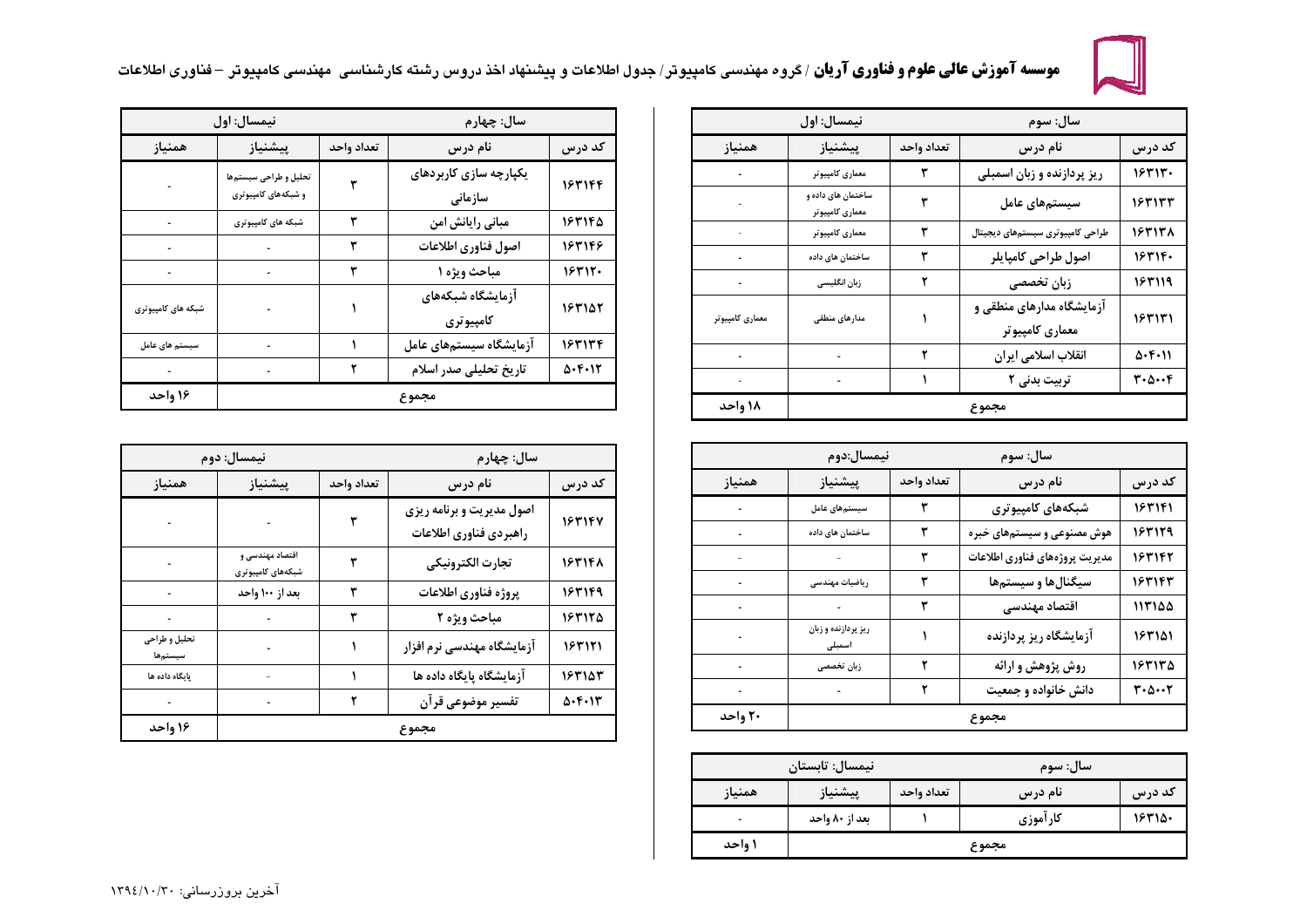# موسسه آموزش عالی علوم و فناوری آریان / گروه مهندسی کامپیوتر / جدول اطلاعات و پیشنهاد اخذ دروس رشته کارشناسی مهندسی کامپیوتر – فناوری اطلاعات

| سال: سوم | | | نیمسال: اول | |
|---|---|---|---|---|
| کد درس | نام درس | تعداد واحد | پیشنیاز | همنیاز |
| ۱۶۳۱۳۰ | ریز پردازنده و زبان اسمبلی | ۳ | معماری کامپیوتر | - |
| ۱۶۳۱۳۳ | سیستم‌های عامل | ۳ | ساختمان های داده و معماری کامپیوتر | - |
| ۱۶۳۱۳۸ | طراحی کامپیوتری سیستم‌های دیجیتال | ۳ | معماری کامپیوتر | - |
| ۱۶۳۱۴۰ | اصول طراحی کامپایلر | ۳ | ساختمان های داده | - |
| ۱۶۳۱۱۹ | زبان تخصصی | ۲ | زبان انگلیسی | - |
| ۱۶۳۱۳۱ | آزمایشگاه مدارهای منطقی و معماری کامپیوتر | ۱ | مدارهای منطقی | معماری کامپیوتر |
| ۵۰۴۰۱۱ | انقلاب اسلامی ایران | ۲ | - | - |
| ۳۰۵۰۰۴ | تربیت بدنی ۲ | ۱ | - | - |
| مجموع | | | | ۱۸ واحد |

| سال: سوم | | | نیمسال:دوم | |
|---|---|---|---|---|
| کد درس | نام درس | تعداد واحد | پیشنیاز | همنیاز |
| ۱۶۳۱۴۱ | شبکه‌های کامپیوتری | ۳ | سیستم‌های عامل | - |
| ۱۶۳۱۲۹ | هوش مصنوعی و سیستم‌های خبره | ۳ | ساختمان های داده | - |
| ۱۶۳۱۴۲ | مدیریت پروژه‌های فناوری اطلاعات | ۳ | - | - |
| ۱۶۳۱۴۳ | سیگنال‌ها و سیستم‌ها | ۳ | ریاضیات مهندسی | - |
| ۱۱۳۱۵۵ | اقتصاد مهندسی | ۳ | - | - |
| ۱۶۳۱۵۱ | آزمایشگاه ریز پردازنده | ۱ | ریز پردازنده و زبان اسمبلی | - |
| ۱۶۳۱۳۵ | روش پژوهش و ارائه | ۲ | زبان تخصصی | - |
| ۳۰۵۰۰۲ | دانش خانواده و جمعیت | ۲ | - | - |
| مجموع | | | | ۲۰ واحد |

| سال: سوم | | | نیمسال: تابستان | |
|---|---|---|---|---|
| کد درس | نام درس | تعداد واحد | پیشنیاز | همنیاز |
| ۱۶۳۱۵۰ | کارآموزی | ۱ | بعد از ۸۰ واحد | - |
| مجموع | | | | ۱ واحد |

| سال: چهارم | | | نیمسال: اول | |
|---|---|---|---|---|
| کد درس | نام درس | تعداد واحد | پیشنیاز | همنیاز |
| ۱۶۳۱۴۴ | یکپارچه سازی کاربردهای سازمانی | ۳ | تحلیل و طراحی سیستم‌ها و شبکه‌های کامپیوتری | - |
| ۱۶۳۱۴۵ | مبانی رایانش امن | ۳ | شبکه های کامپیوتری | - |
| ۱۶۳۱۴۶ | اصول فناوری اطلاعات | ۳ | - | - |
| ۱۶۳۱۲۰ | مباحث ویژه ۱ | ۳ | - | - |
| ۱۶۳۱۵۲ | آزمایشگاه شبکه‌های کامپیوتری | ۱ | - | شبکه های کامپیوتری |
| ۱۶۳۱۳۴ | آزمایشگاه سیستم‌های عامل | ۱ | - | سیستم های عامل |
| ۵۰۴۰۱۲ | تاریخ تحلیلی صدر اسلام | ۲ | - | - |
| مجموع | | | | ۱۶ واحد |

| سال: چهارم | | | نیمسال: دوم | |
|---|---|---|---|---|
| کد درس | نام درس | تعداد واحد | پیشنیاز | همنیاز |
| ۱۶۳۱۴۷ | اصول مدیریت و برنامه ریزی راهبردی فناوری اطلاعات | ۳ | - | - |
| ۱۶۳۱۴۸ | تجارت الکترونیکی | ۳ | اقتصاد مهندسی و شبکه‌های کامپیوتری | - |
| ۱۶۳۱۴۹ | پروژه فناوری اطلاعات | ۳ | بعد از ۱۰۰ واحد | - |
| ۱۶۳۱۲۵ | مباحث ویژه ۲ | ۳ | - | - |
| ۱۶۳۱۲۱ | آزمایشگاه مهندسی نرم افزار | ۱ | - | تحلیل و طراحی سیستم‌ها |
| ۱۶۳۱۵۳ | آزمایشگاه پایگاه داده ها | ۱ | - | پایگاه داده ها |
| ۵۰۴۰۱۳ | تفسیر موضوعی قرآن | ۲ | - | - |
| مجموع | | | | ۱۶ واحد |

آخرین بروزرسانی: ۱۳۹٤/۱۰/۳۰